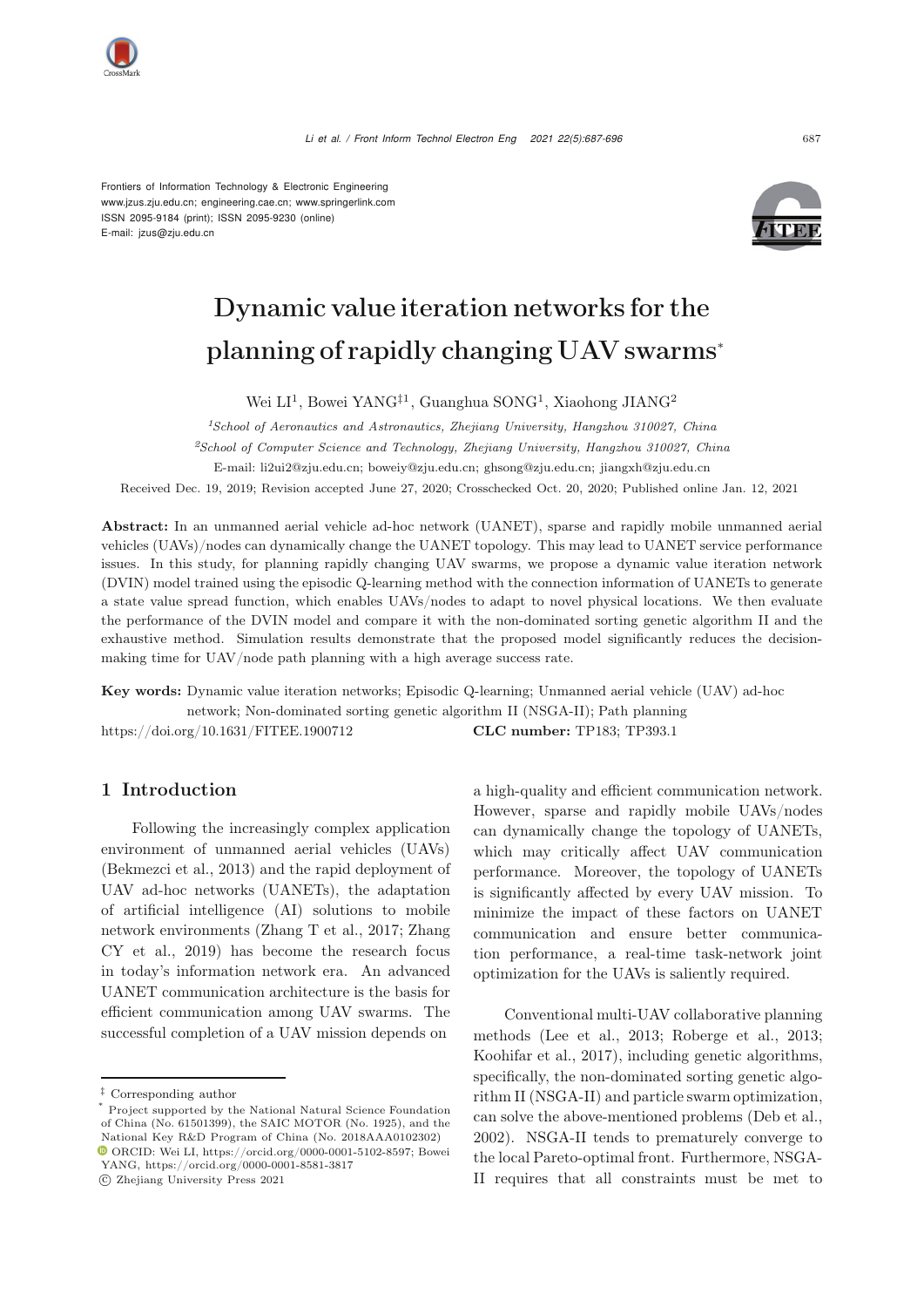Frontiers of Information Technology & Electronic Engineering
www.jzus.zju.edu.cn; engineering.cae.cn; www.springerlink.com
ISSN 2095-9184 (print); ISSN 2095-9230 (online)
E-mail: jzus@zju.edu.cn

# Dynamic value iteration networks for the planning of rapidly changing UAV swarms[*]

Wei LI[1], Bowei YANG[‡1], Guanghua SONG[1], Xiaohong JIANG[2]

[1]*School of Aeronautics and Astronautics, Zhejiang University, Hangzhou 310027, China*

[2]*School of Computer Science and Technology, Zhejiang University, Hangzhou 310027, China*

E-mail: li2ui2@zju.edu.cn; boweiy@zju.edu.cn; ghsong@zju.edu.cn; jiangxh@zju.edu.cn

Received Dec. 19, 2019; Revision accepted June 27, 2020; Crosschecked Oct. 20, 2020; Published online Jan. 12, 2021

**Abstract:** In an unmanned aerial vehicle ad-hoc network (UANET), sparse and rapidly mobile unmanned aerial vehicles (UAVs)/nodes can dynamically change the UANET topology. This may lead to UANET service performance issues. In this study, for planning rapidly changing UAV swarms, we propose a dynamic value iteration network (DVIN) model trained using the episodic Q-learning method with the connection information of UANETs to generate a state value spread function, which enables UAVs/nodes to adapt to novel physical locations. We then evaluate the performance of the DVIN model and compare it with the non-dominated sorting genetic algorithm II and the exhaustive method. Simulation results demonstrate that the proposed model significantly reduces the decision-making time for UAV/node path planning with a high average success rate.

**Key words:** Dynamic value iteration networks; Episodic Q-learning; Unmanned aerial vehicle (UAV) ad-hoc network; Non-dominated sorting genetic algorithm II (NSGA-II); Path planning

https://doi.org/10.1631/FITEE.1900712 **CLC number:** TP183; TP393.1

## 1 Introduction

Following the increasingly complex application environment of unmanned aerial vehicles (UAVs) (Bekmezci et al., 2013) and the rapid deployment of UAV ad-hoc networks (UANETs), the adaptation of artificial intelligence (AI) solutions to mobile network environments (Zhang T et al., 2017; Zhang CY et al., 2019) has become the research focus in today's information network era. An advanced UANET communication architecture is the basis for efficient communication among UAV swarms. The successful completion of a UAV mission depends on a high-quality and efficient communication network. However, sparse and rapidly mobile UAVs/nodes can dynamically change the topology of UANETs, which may critically affect UAV communication performance. Moreover, the topology of UANETs is significantly affected by every UAV mission. To minimize the impact of these factors on UANET communication and ensure better communication performance, a real-time task-network joint optimization for the UAVs is saliently required.

Conventional multi-UAV collaborative planning methods (Lee et al., 2013; Roberge et al., 2013; Koohifar et al., 2017), including genetic algorithms, specifically, the non-dominated sorting genetic algorithm II (NSGA-II) and particle swarm optimization, can solve the above-mentioned problems (Deb et al., 2002). NSGA-II tends to prematurely converge to the local Pareto-optimal front. Furthermore, NSGA-II requires that all constraints must be met to

---

[‡] Corresponding author

[*] Project supported by the National Natural Science Foundation of China (No. 61501399), the SAIC MOTOR (No. 1925), and the National Key R&D Program of China (No. 2018AAA0102302)

ORCID: Wei LI, https://orcid.org/0000-0001-5102-8597; Bowei YANG, https://orcid.org/0000-0001-8581-3817

© Zhejiang University Press 2021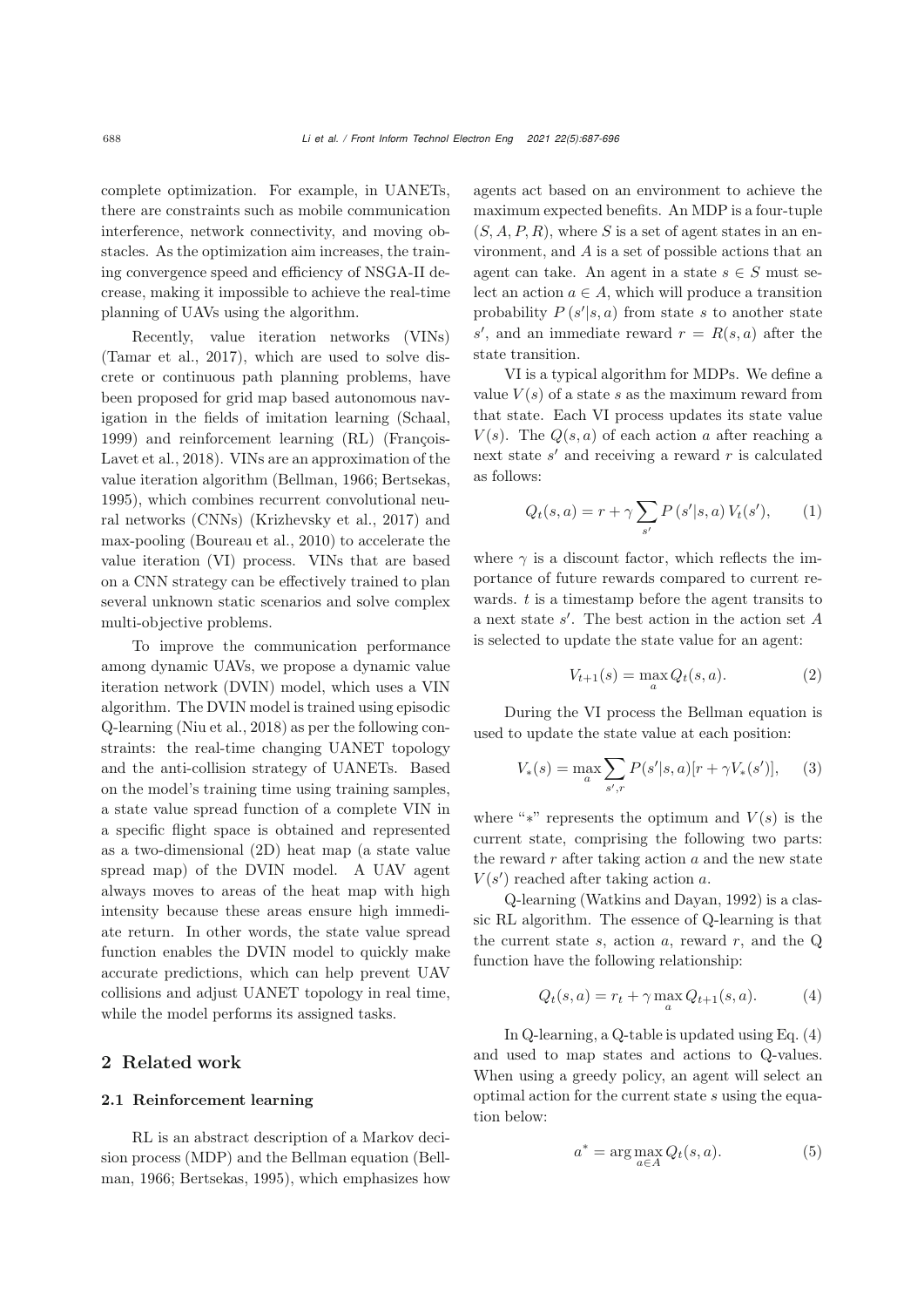complete optimization. For example, in UANETs, there are constraints such as mobile communication interference, network connectivity, and moving obstacles. As the optimization aim increases, the training convergence speed and efficiency of NSGA-II decrease, making it impossible to achieve the real-time planning of UAVs using the algorithm.

Recently, value iteration networks (VINs) (Tamar et al., 2017), which are used to solve discrete or continuous path planning problems, have been proposed for grid map based autonomous navigation in the fields of imitation learning (Schaal, 1999) and reinforcement learning (RL) (François-Lavet et al., 2018). VINs are an approximation of the value iteration algorithm (Bellman, 1966; Bertsekas, 1995), which combines recurrent convolutional neural networks (CNNs) (Krizhevsky et al., 2017) and max-pooling (Boureau et al., 2010) to accelerate the value iteration (VI) process. VINs that are based on a CNN strategy can be effectively trained to plan several unknown static scenarios and solve complex multi-objective problems.

To improve the communication performance among dynamic UAVs, we propose a dynamic value iteration network (DVIN) model, which uses a VIN algorithm. The DVIN model is trained using episodic Q-learning (Niu et al., 2018) as per the following constraints: the real-time changing UANET topology and the anti-collision strategy of UANETs. Based on the model's training time using training samples, a state value spread function of a complete VIN in a specific flight space is obtained and represented as a two-dimensional (2D) heat map (a state value spread map) of the DVIN model. A UAV agent always moves to areas of the heat map with high intensity because these areas ensure high immediate return. In other words, the state value spread function enables the DVIN model to quickly make accurate predictions, which can help prevent UAV collisions and adjust UANET topology in real time, while the model performs its assigned tasks.

## 2 Related work

### 2.1 Reinforcement learning

RL is an abstract description of a Markov decision process (MDP) and the Bellman equation (Bellman, 1966; Bertsekas, 1995), which emphasizes how agents act based on an environment to achieve the maximum expected benefits. An MDP is a four-tuple $(S, A, P, R)$, where $S$ is a set of agent states in an environment, and $A$ is a set of possible actions that an agent can take. An agent in a state $s \in S$ must select an action $a \in A$, which will produce a transition probability $P(s'|s, a)$ from state $s$ to another state $s'$, and an immediate reward $r = R(s, a)$ after the state transition.

VI is a typical algorithm for MDPs. We define a value $V(s)$ of a state $s$ as the maximum reward from that state. Each VI process updates its state value $V(s)$. The $Q(s, a)$ of each action $a$ after reaching a next state $s'$ and receiving a reward $r$ is calculated as follows:

$$Q_t(s, a) = r + \gamma \sum_{s'} P(s'|s, a) V_t(s'), \qquad (1)$$

where $\gamma$ is a discount factor, which reflects the importance of future rewards compared to current rewards. $t$ is a timestamp before the agent transits to a next state $s'$. The best action in the action set $A$ is selected to update the state value for an agent:

$$V_{t+1}(s) = \max_a Q_t(s, a). \qquad (2)$$

During the VI process the Bellman equation is used to update the state value at each position:

$$V_*(s) = \max_a \sum_{s',r} P(s'|s, a)[r + \gamma V_*(s')], \qquad (3)$$

where "$*$" represents the optimum and $V(s)$ is the current state, comprising the following two parts: the reward $r$ after taking action $a$ and the new state $V(s')$ reached after taking action $a$.

Q-learning (Watkins and Dayan, 1992) is a classic RL algorithm. The essence of Q-learning is that the current state $s$, action $a$, reward $r$, and the Q function have the following relationship:

$$Q_t(s, a) = r_t + \gamma \max_a Q_{t+1}(s, a). \qquad (4)$$

In Q-learning, a Q-table is updated using Eq. (4) and used to map states and actions to Q-values. When using a greedy policy, an agent will select an optimal action for the current state $s$ using the equation below:

$$a^* = \arg\max_{a \in A} Q_t(s, a). \qquad (5)$$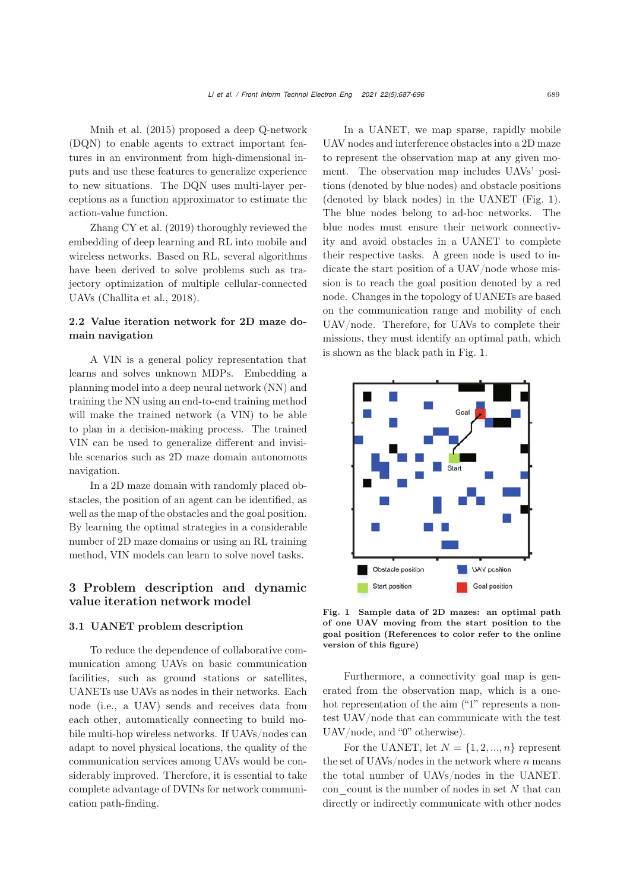Mnih et al. (2015) proposed a deep Q-network (DQN) to enable agents to extract important features in an environment from high-dimensional inputs and use these features to generalize experience to new situations. The DQN uses multi-layer perceptions as a function approximator to estimate the action-value function.

Zhang CY et al. (2019) thoroughly reviewed the embedding of deep learning and RL into mobile and wireless networks. Based on RL, several algorithms have been derived to solve problems such as trajectory optimization of multiple cellular-connected UAVs (Challita et al., 2018).

### 2.2 Value iteration network for 2D maze domain navigation

A VIN is a general policy representation that learns and solves unknown MDPs. Embedding a planning model into a deep neural network (NN) and training the NN using an end-to-end training method will make the trained network (a VIN) to be able to plan in a decision-making process. The trained VIN can be used to generalize different and invisible scenarios such as 2D maze domain autonomous navigation.

In a 2D maze domain with randomly placed obstacles, the position of an agent can be identified, as well as the map of the obstacles and the goal position. By learning the optimal strategies in a considerable number of 2D maze domains or using an RL training method, VIN models can learn to solve novel tasks.

## 3 Problem description and dynamic value iteration network model

### 3.1 UANET problem description

To reduce the dependence of collaborative communication among UAVs on basic communication facilities, such as ground stations or satellites, UANETs use UAVs as nodes in their networks. Each node (i.e., a UAV) sends and receives data from each other, automatically connecting to build mobile multi-hop wireless networks. If UAVs/nodes can adapt to novel physical locations, the quality of the communication services among UAVs would be considerably improved. Therefore, it is essential to take complete advantage of DVINs for network communication path-finding.

In a UANET, we map sparse, rapidly mobile UAV nodes and interference obstacles into a 2D maze to represent the observation map at any given moment. The observation map includes UAVs' positions (denoted by blue nodes) and obstacle positions (denoted by black nodes) in the UANET (Fig. 1). The blue nodes belong to ad-hoc networks. The blue nodes must ensure their network connectivity and avoid obstacles in a UANET to complete their respective tasks. A green node is used to indicate the start position of a UAV/node whose mission is to reach the goal position denoted by a red node. Changes in the topology of UANETs are based on the communication range and mobility of each UAV/node. Therefore, for UAVs to complete their missions, they must identify an optimal path, which is shown as the black path in Fig. 1.

**Fig. 1 Sample data of 2D mazes: an optimal path of one UAV moving from the start position to the goal position (References to color refer to the online version of this figure)**

Furthermore, a connectivity goal map is generated from the observation map, which is a one-hot representation of the aim ("1" represents a non-test UAV/node that can communicate with the test UAV/node, and "0" otherwise).

For the UANET, let $N = \{1, 2, ..., n\}$ represent the set of UAVs/nodes in the network where $n$ means the total number of UAVs/nodes in the UANET. con_count is the number of nodes in set $N$ that can directly or indirectly communicate with other nodes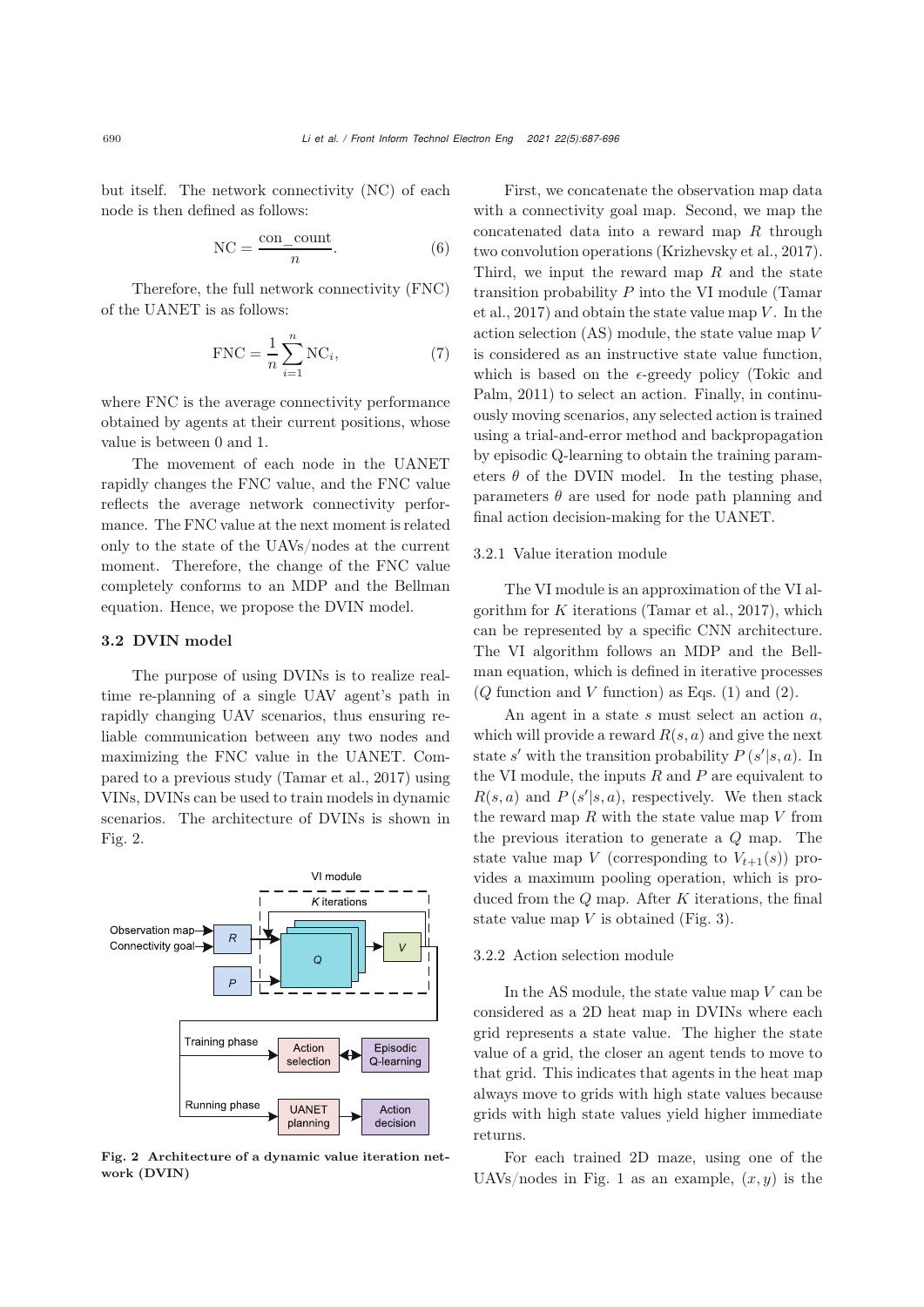but itself. The network connectivity (NC) of each node is then defined as follows:

$$\mathrm{NC} = \frac{\mathrm{con\_count}}{n}. \tag{6}$$

Therefore, the full network connectivity (FNC) of the UANET is as follows:

$$\mathrm{FNC} = \frac{1}{n}\sum_{i=1}^{n}\mathrm{NC}_i, \tag{7}$$

where FNC is the average connectivity performance obtained by agents at their current positions, whose value is between 0 and 1.

The movement of each node in the UANET rapidly changes the FNC value, and the FNC value reflects the average network connectivity performance. The FNC value at the next moment is related only to the state of the UAVs/nodes at the current moment. Therefore, the change of the FNC value completely conforms to an MDP and the Bellman equation. Hence, we propose the DVIN model.

### 3.2 DVIN model

The purpose of using DVINs is to realize real-time re-planning of a single UAV agent's path in rapidly changing UAV scenarios, thus ensuring reliable communication between any two nodes and maximizing the FNC value in the UANET. Compared to a previous study (Tamar et al., 2017) using VINs, DVINs can be used to train models in dynamic scenarios. The architecture of DVINs is shown in Fig. 2.

**Fig. 2 Architecture of a dynamic value iteration network (DVIN)**

First, we concatenate the observation map data with a connectivity goal map. Second, we map the concatenated data into a reward map $R$ through two convolution operations (Krizhevsky et al., 2017). Third, we input the reward map $R$ and the state transition probability $P$ into the VI module (Tamar et al., 2017) and obtain the state value map $V$. In the action selection (AS) module, the state value map $V$ is considered as an instructive state value function, which is based on the $\epsilon$-greedy policy (Tokic and Palm, 2011) to select an action. Finally, in continuously moving scenarios, any selected action is trained using a trial-and-error method and backpropagation by episodic Q-learning to obtain the training parameters $\theta$ of the DVIN model. In the testing phase, parameters $\theta$ are used for node path planning and final action decision-making for the UANET.

#### 3.2.1 Value iteration module

The VI module is an approximation of the VI algorithm for $K$ iterations (Tamar et al., 2017), which can be represented by a specific CNN architecture. The VI algorithm follows an MDP and the Bellman equation, which is defined in iterative processes ($Q$ function and $V$ function) as Eqs. (1) and (2).

An agent in a state $s$ must select an action $a$, which will provide a reward $R(s, a)$ and give the next state $s'$ with the transition probability $P(s'|s, a)$. In the VI module, the inputs $R$ and $P$ are equivalent to $R(s, a)$ and $P(s'|s, a)$, respectively. We then stack the reward map $R$ with the state value map $V$ from the previous iteration to generate a $Q$ map. The state value map $V$ (corresponding to $V_{t+1}(s)$) provides a maximum pooling operation, which is produced from the $Q$ map. After $K$ iterations, the final state value map $V$ is obtained (Fig. 3).

#### 3.2.2 Action selection module

In the AS module, the state value map $V$ can be considered as a 2D heat map in DVINs where each grid represents a state value. The higher the state value of a grid, the closer an agent tends to move to that grid. This indicates that agents in the heat map always move to grids with high state values because grids with high state values yield higher immediate returns.

For each trained 2D maze, using one of the UAVs/nodes in Fig. 1 as an example, $(x, y)$ is the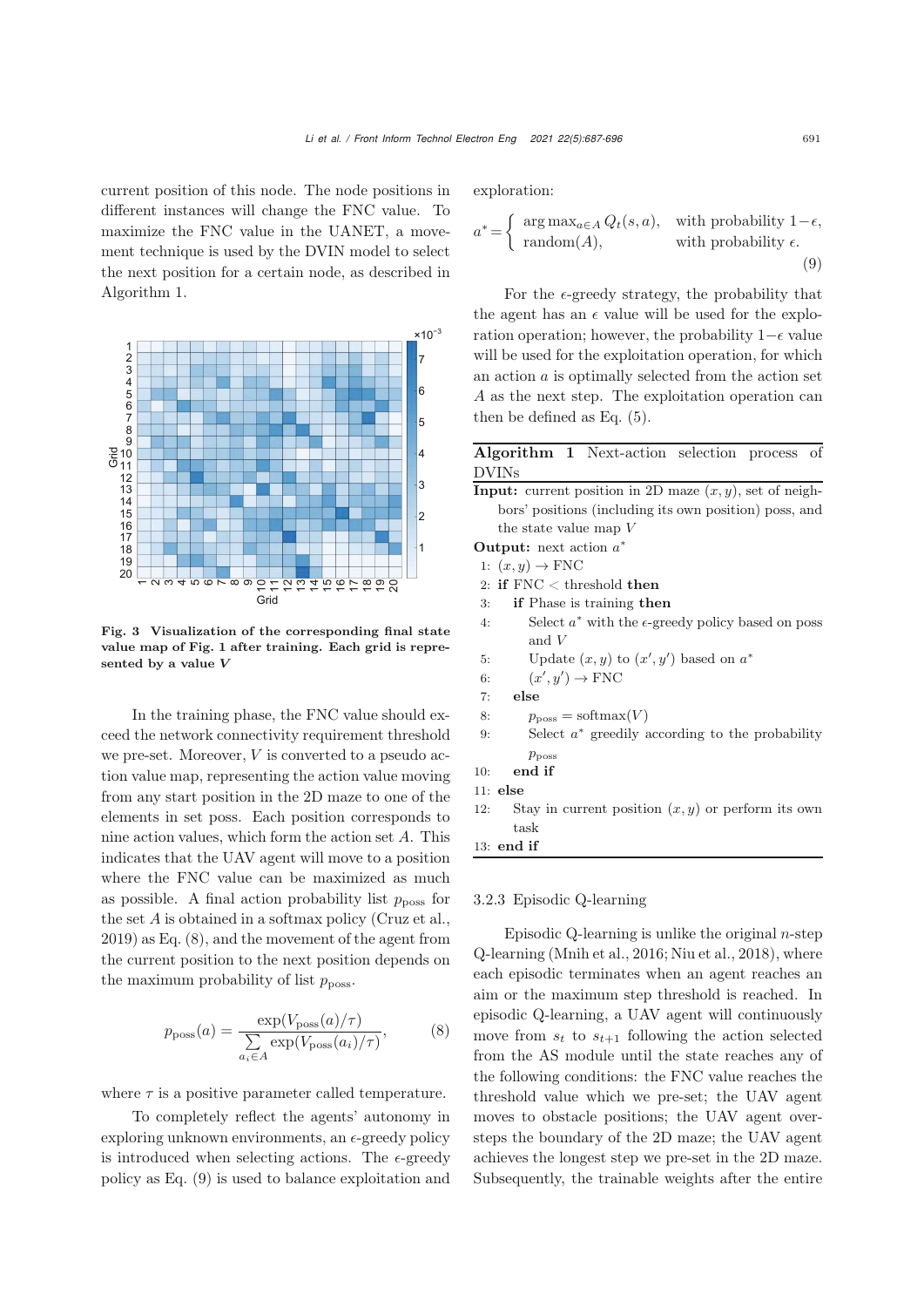current position of this node. The node positions in different instances will change the FNC value. To maximize the FNC value in the UANET, a movement technique is used by the DVIN model to select the next position for a certain node, as described in Algorithm 1.

**Fig. 3 Visualization of the corresponding final state value map of Fig. 1 after training. Each grid is represented by a value $V$**

In the training phase, the FNC value should exceed the network connectivity requirement threshold we pre-set. Moreover, $V$ is converted to a pseudo action value map, representing the action value moving from any start position in the 2D maze to one of the elements in set poss. Each position corresponds to nine action values, which form the action set $A$. This indicates that the UAV agent will move to a position where the FNC value can be maximized as much as possible. A final action probability list $p_{\text{poss}}$ for the set $A$ is obtained in a softmax policy (Cruz et al., 2019) as Eq. (8), and the movement of the agent from the current position to the next position depends on the maximum probability of list $p_{\text{poss}}$.

$$p_{\text{poss}}(a) = \frac{\exp(V_{\text{poss}}(a)/\tau)}{\sum\limits_{a_i \in A} \exp(V_{\text{poss}}(a_i)/\tau)}, \tag{8}$$

where $\tau$ is a positive parameter called temperature.

To completely reflect the agents' autonomy in exploring unknown environments, an $\epsilon$-greedy policy is introduced when selecting actions. The $\epsilon$-greedy policy as Eq. (9) is used to balance exploitation and exploration:

$$a^* = \begin{cases} \arg\max_{a \in A} Q_t(s, a), & \text{with probability } 1-\epsilon, \\ \text{random}(A), & \text{with probability } \epsilon. \end{cases} \tag{9}$$

For the $\epsilon$-greedy strategy, the probability that the agent has an $\epsilon$ value will be used for the exploration operation; however, the probability $1-\epsilon$ value will be used for the exploitation operation, for which an action $a$ is optimally selected from the action set $A$ as the next step. The exploitation operation can then be defined as Eq. (5).

**Algorithm 1** Next-action selection process of DVINs

**Input:** current position in 2D maze $(x, y)$, set of neighbors' positions (including its own position) poss, and the state value map $V$

**Output:** next action $a^*$

1: $(x, y) \rightarrow$ FNC
2: **if** FNC < threshold **then**
3: &nbsp;&nbsp;&nbsp;&nbsp;**if** Phase is training **then**
4: &nbsp;&nbsp;&nbsp;&nbsp;&nbsp;&nbsp;&nbsp;&nbsp;Select $a^*$ with the $\epsilon$-greedy policy based on poss and $V$
5: &nbsp;&nbsp;&nbsp;&nbsp;&nbsp;&nbsp;&nbsp;&nbsp;Update $(x, y)$ to $(x', y')$ based on $a^*$
6: &nbsp;&nbsp;&nbsp;&nbsp;&nbsp;&nbsp;&nbsp;&nbsp;$(x', y') \rightarrow$ FNC
7: &nbsp;&nbsp;&nbsp;&nbsp;**else**
8: &nbsp;&nbsp;&nbsp;&nbsp;&nbsp;&nbsp;&nbsp;&nbsp;$p_{\text{poss}} = \text{softmax}(V)$
9: &nbsp;&nbsp;&nbsp;&nbsp;&nbsp;&nbsp;&nbsp;&nbsp;Select $a^*$ greedily according to the probability $p_{\text{poss}}$
10: &nbsp;&nbsp;&nbsp;&nbsp;**end if**
11: **else**
12: &nbsp;&nbsp;&nbsp;&nbsp;Stay in current position $(x, y)$ or perform its own task
13: **end if**

### 3.2.3 Episodic Q-learning

Episodic Q-learning is unlike the original $n$-step Q-learning (Mnih et al., 2016; Niu et al., 2018), where each episodic terminates when an agent reaches an aim or the maximum step threshold is reached. In episodic Q-learning, a UAV agent will continuously move from $s_t$ to $s_{t+1}$ following the action selected from the AS module until the state reaches any of the following conditions: the FNC value reaches the threshold value which we pre-set; the UAV agent moves to obstacle positions; the UAV agent oversteps the boundary of the 2D maze; the UAV agent achieves the longest step we pre-set in the 2D maze. Subsequently, the trainable weights after the entire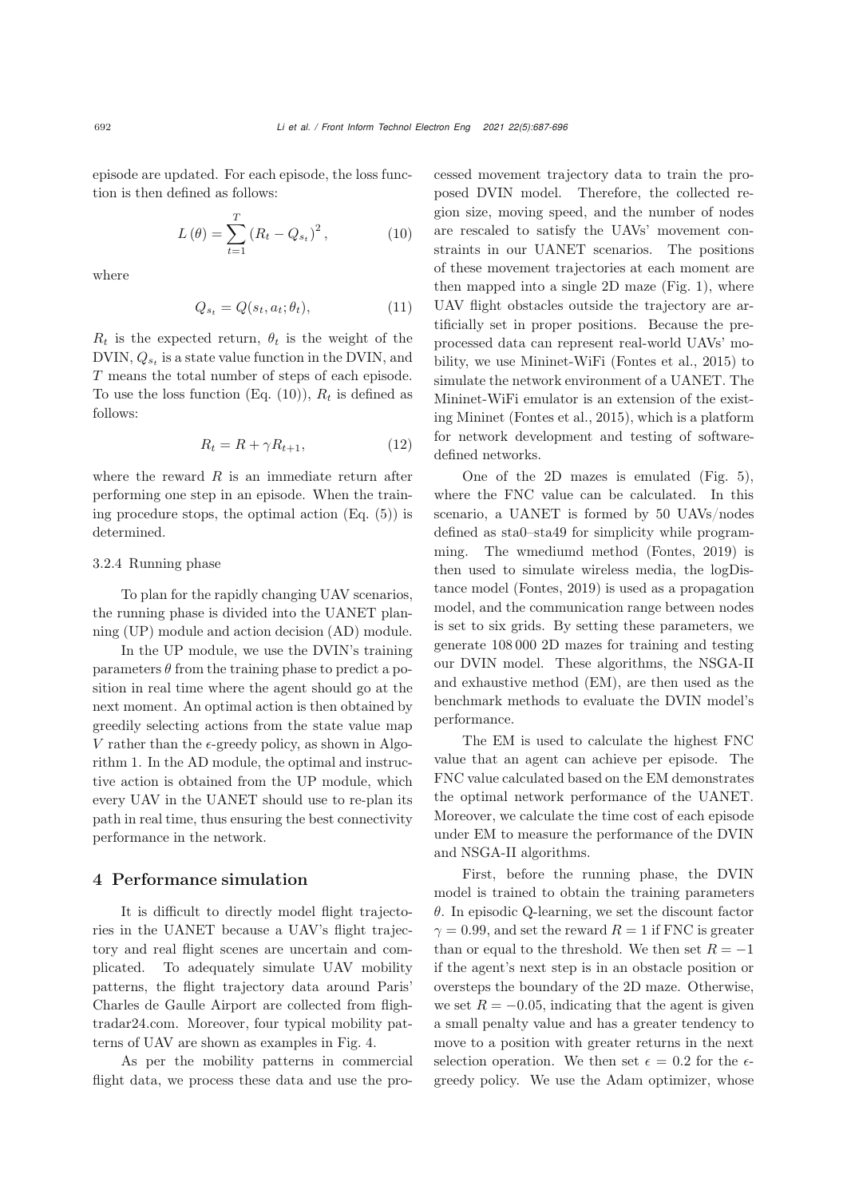episode are updated. For each episode, the loss function is then defined as follows:

$$L(\theta) = \sum_{t=1}^{T} (R_t - Q_{s_t})^2, \tag{10}$$

where

$$Q_{s_t} = Q(s_t, a_t; \theta_t), \tag{11}$$

$R_t$ is the expected return, $\theta_t$ is the weight of the DVIN, $Q_{s_t}$ is a state value function in the DVIN, and $T$ means the total number of steps of each episode. To use the loss function (Eq. (10)), $R_t$ is defined as follows:

$$R_t = R + \gamma R_{t+1}, \tag{12}$$

where the reward $R$ is an immediate return after performing one step in an episode. When the training procedure stops, the optimal action (Eq. (5)) is determined.

#### 3.2.4 Running phase

To plan for the rapidly changing UAV scenarios, the running phase is divided into the UANET planning (UP) module and action decision (AD) module.

In the UP module, we use the DVIN's training parameters $\theta$ from the training phase to predict a position in real time where the agent should go at the next moment. An optimal action is then obtained by greedily selecting actions from the state value map $V$ rather than the $\epsilon$-greedy policy, as shown in Algorithm 1. In the AD module, the optimal and instructive action is obtained from the UP module, which every UAV in the UANET should use to re-plan its path in real time, thus ensuring the best connectivity performance in the network.

## 4 Performance simulation

It is difficult to directly model flight trajectories in the UANET because a UAV's flight trajectory and real flight scenes are uncertain and complicated. To adequately simulate UAV mobility patterns, the flight trajectory data around Paris' Charles de Gaulle Airport are collected from flightradar24.com. Moreover, four typical mobility patterns of UAV are shown as examples in Fig. 4.

As per the mobility patterns in commercial flight data, we process these data and use the processed movement trajectory data to train the proposed DVIN model. Therefore, the collected region size, moving speed, and the number of nodes are rescaled to satisfy the UAVs' movement constraints in our UANET scenarios. The positions of these movement trajectories at each moment are then mapped into a single 2D maze (Fig. 1), where UAV flight obstacles outside the trajectory are artificially set in proper positions. Because the preprocessed data can represent real-world UAVs' mobility, we use Mininet-WiFi (Fontes et al., 2015) to simulate the network environment of a UANET. The Mininet-WiFi emulator is an extension of the existing Mininet (Fontes et al., 2015), which is a platform for network development and testing of software-defined networks.

One of the 2D mazes is emulated (Fig. 5), where the FNC value can be calculated. In this scenario, a UANET is formed by 50 UAVs/nodes defined as sta0–sta49 for simplicity while programming. The wmediumd method (Fontes, 2019) is then used to simulate wireless media, the logDistance model (Fontes, 2019) is used as a propagation model, and the communication range between nodes is set to six grids. By setting these parameters, we generate 108 000 2D mazes for training and testing our DVIN model. These algorithms, the NSGA-II and exhaustive method (EM), are then used as the benchmark methods to evaluate the DVIN model's performance.

The EM is used to calculate the highest FNC value that an agent can achieve per episode. The FNC value calculated based on the EM demonstrates the optimal network performance of the UANET. Moreover, we calculate the time cost of each episode under EM to measure the performance of the DVIN and NSGA-II algorithms.

First, before the running phase, the DVIN model is trained to obtain the training parameters $\theta$. In episodic Q-learning, we set the discount factor $\gamma = 0.99$, and set the reward $R = 1$ if FNC is greater than or equal to the threshold. We then set $R = -1$ if the agent's next step is in an obstacle position or oversteps the boundary of the 2D maze. Otherwise, we set $R = -0.05$, indicating that the agent is given a small penalty value and has a greater tendency to move to a position with greater returns in the next selection operation. We then set $\epsilon = 0.2$ for the $\epsilon$-greedy policy. We use the Adam optimizer, whose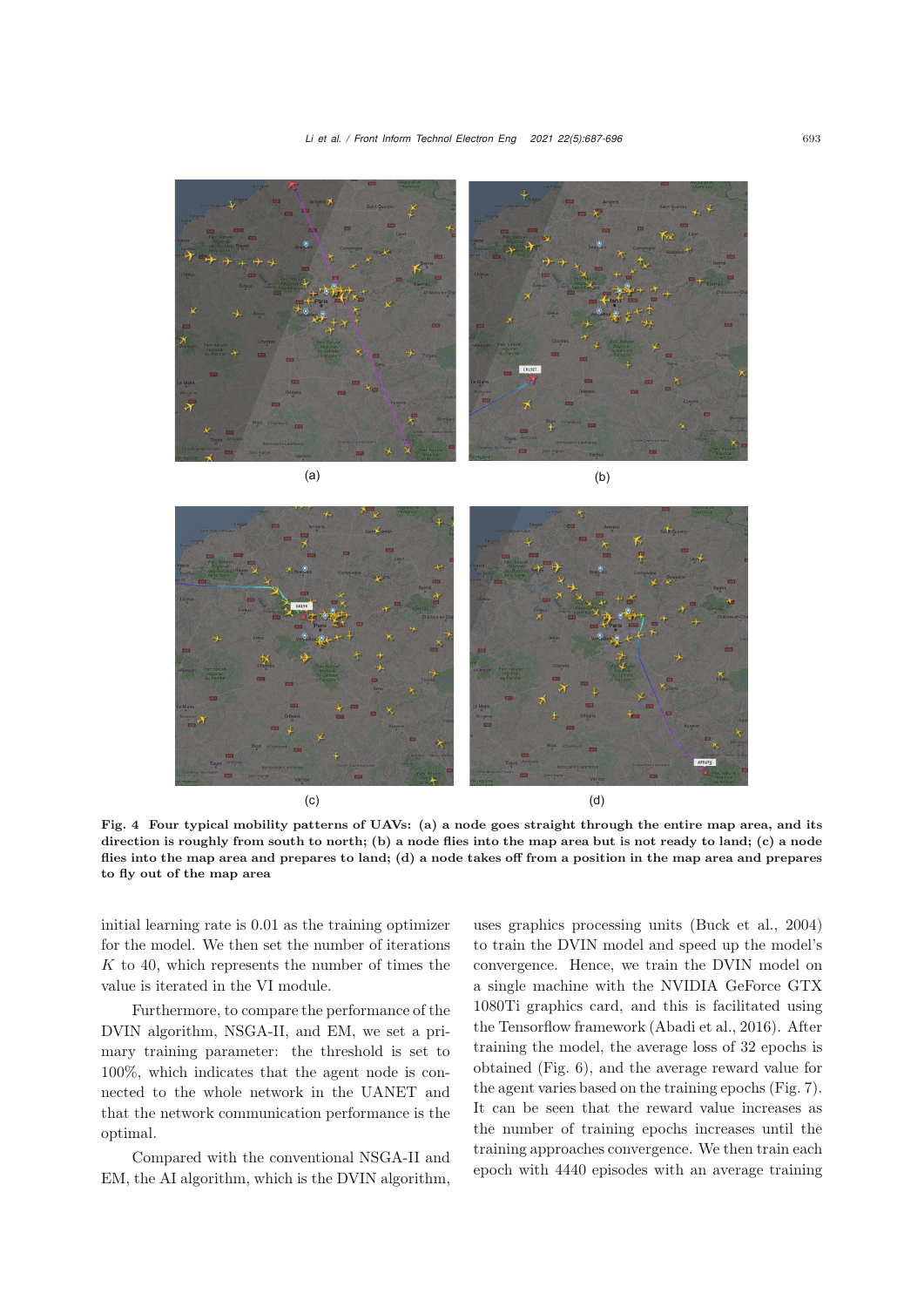(a)

(b)

(c)

(d)

**Fig. 4 Four typical mobility patterns of UAVs: (a) a node goes straight through the entire map area, and its direction is roughly from south to north; (b) a node flies into the map area but is not ready to land; (c) a node flies into the map area and prepares to land; (d) a node takes off from a position in the map area and prepares to fly out of the map area**

initial learning rate is 0.01 as the training optimizer for the model. We then set the number of iterations $K$ to 40, which represents the number of times the value is iterated in the VI module.

Furthermore, to compare the performance of the DVIN algorithm, NSGA-II, and EM, we set a primary training parameter: the threshold is set to 100%, which indicates that the agent node is connected to the whole network in the UANET and that the network communication performance is the optimal.

Compared with the conventional NSGA-II and EM, the AI algorithm, which is the DVIN algorithm, uses graphics processing units (Buck et al., 2004) to train the DVIN model and speed up the model's convergence. Hence, we train the DVIN model on a single machine with the NVIDIA GeForce GTX 1080Ti graphics card, and this is facilitated using the Tensorflow framework (Abadi et al., 2016). After training the model, the average loss of 32 epochs is obtained (Fig. 6), and the average reward value for the agent varies based on the training epochs (Fig. 7). It can be seen that the reward value increases as the number of training epochs increases until the training approaches convergence. We then train each epoch with 4440 episodes with an average training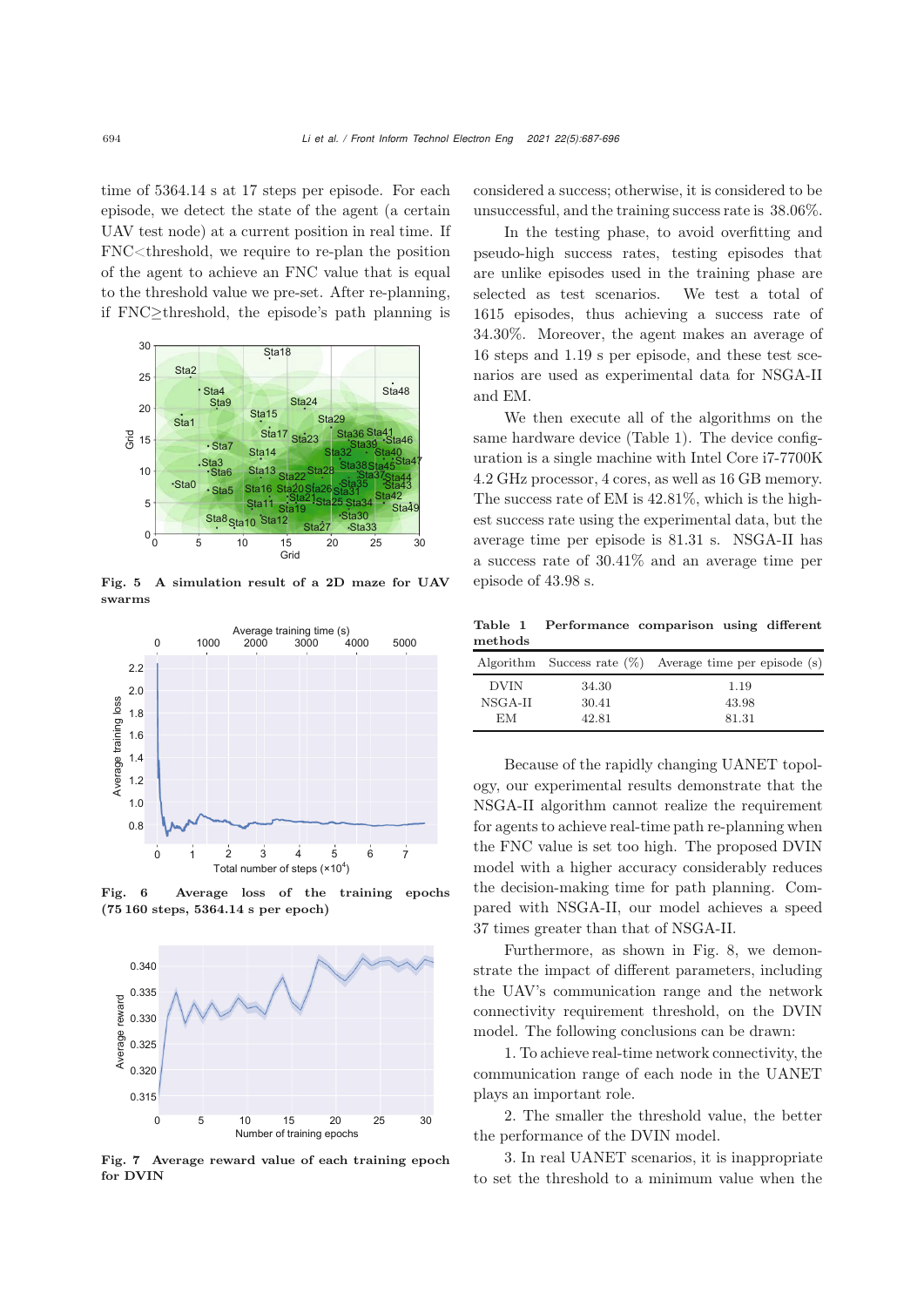time of 5364.14 s at 17 steps per episode. For each episode, we detect the state of the agent (a certain UAV test node) at a current position in real time. If FNC<threshold, we require to re-plan the position of the agent to achieve an FNC value that is equal to the threshold value we pre-set. After re-planning, if FNC≥threshold, the episode's path planning is considered a success; otherwise, it is considered to be unsuccessful, and the training success rate is 38.06%.

**Fig. 5 A simulation result of a 2D maze for UAV swarms**

**Fig. 6 Average loss of the training epochs (75 160 steps, 5364.14 s per epoch)**

**Fig. 7 Average reward value of each training epoch for DVIN**

In the testing phase, to avoid overfitting and pseudo-high success rates, testing episodes that are unlike episodes used in the training phase are selected as test scenarios. We test a total of 1615 episodes, thus achieving a success rate of 34.30%. Moreover, the agent makes an average of 16 steps and 1.19 s per episode, and these test scenarios are used as experimental data for NSGA-II and EM.

We then execute all of the algorithms on the same hardware device (Table 1). The device configuration is a single machine with Intel Core i7-7700K 4.2 GHz processor, 4 cores, as well as 16 GB memory. The success rate of EM is 42.81%, which is the highest success rate using the experimental data, but the average time per episode is 81.31 s. NSGA-II has a success rate of 30.41% and an average time per episode of 43.98 s.

**Table 1 Performance comparison using different methods**

| Algorithm | Success rate (%) | Average time per episode (s) |
|---|---|---|
| DVIN | 34.30 | 1.19 |
| NSGA-II | 30.41 | 43.98 |
| EM | 42.81 | 81.31 |

Because of the rapidly changing UANET topology, our experimental results demonstrate that the NSGA-II algorithm cannot realize the requirement for agents to achieve real-time path re-planning when the FNC value is set too high. The proposed DVIN model with a higher accuracy considerably reduces the decision-making time for path planning. Compared with NSGA-II, our model achieves a speed 37 times greater than that of NSGA-II.

Furthermore, as shown in Fig. 8, we demonstrate the impact of different parameters, including the UAV's communication range and the network connectivity requirement threshold, on the DVIN model. The following conclusions can be drawn:

1. To achieve real-time network connectivity, the communication range of each node in the UANET plays an important role.

2. The smaller the threshold value, the better the performance of the DVIN model.

3. In real UANET scenarios, it is inappropriate to set the threshold to a minimum value when the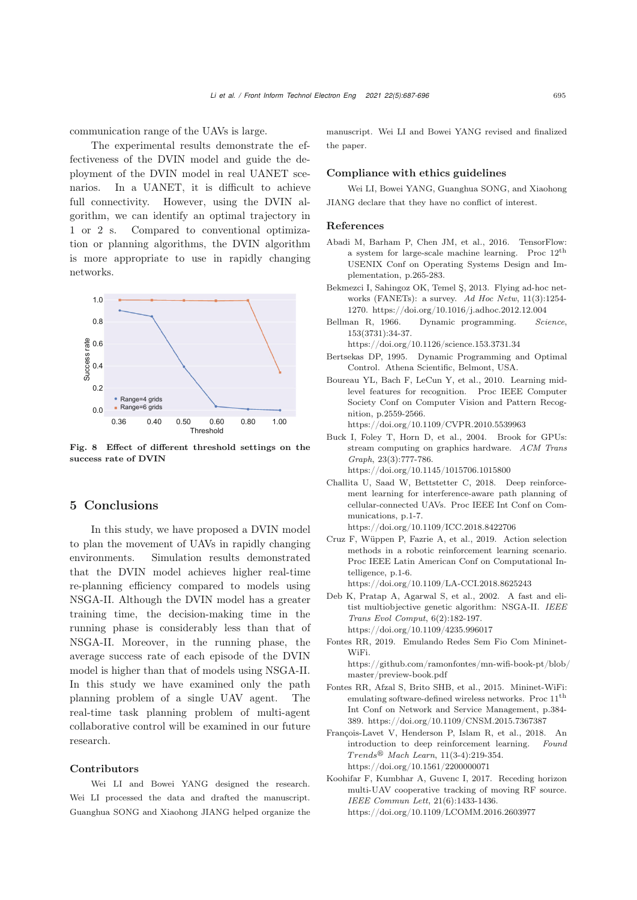communication range of the UAVs is large.

The experimental results demonstrate the effectiveness of the DVIN model and guide the deployment of the DVIN model in real UANET scenarios. In a UANET, it is difficult to achieve full connectivity. However, using the DVIN algorithm, we can identify an optimal trajectory in 1 or 2 s. Compared to conventional optimization or planning algorithms, the DVIN algorithm is more appropriate to use in rapidly changing networks.

**Fig. 8 Effect of different threshold settings on the success rate of DVIN**

## 5 Conclusions

In this study, we have proposed a DVIN model to plan the movement of UAVs in rapidly changing environments. Simulation results demonstrated that the DVIN model achieves higher real-time re-planning efficiency compared to models using NSGA-II. Although the DVIN model has a greater training time, the decision-making time in the running phase is considerably less than that of NSGA-II. Moreover, in the running phase, the average success rate of each episode of the DVIN model is higher than that of models using NSGA-II. In this study we have examined only the path planning problem of a single UAV agent. The real-time task planning problem of multi-agent collaborative control will be examined in our future research.

### Contributors

Wei LI and Bowei YANG designed the research. Wei LI processed the data and drafted the manuscript. Guanghua SONG and Xiaohong JIANG helped organize the manuscript. Wei LI and Bowei YANG revised and finalized the paper.

### Compliance with ethics guidelines

Wei LI, Bowei YANG, Guanghua SONG, and Xiaohong JIANG declare that they have no conflict of interest.

### References

Abadi M, Barham P, Chen JM, et al., 2016. TensorFlow: a system for large-scale machine learning. Proc 12th USENIX Conf on Operating Systems Design and Implementation, p.265-283.

Bekmezci I, Sahingoz OK, Temel Ş, 2013. Flying ad-hoc networks (FANETs): a survey. *Ad Hoc Netw*, 11(3):1254-1270. https://doi.org/10.1016/j.adhoc.2012.12.004

Bellman R, 1966. Dynamic programming. *Science*, 153(3731):34-37. https://doi.org/10.1126/science.153.3731.34

Bertsekas DP, 1995. Dynamic Programming and Optimal Control. Athena Scientific, Belmont, USA.

Boureau YL, Bach F, LeCun Y, et al., 2010. Learning mid-level features for recognition. Proc IEEE Computer Society Conf on Computer Vision and Pattern Recognition, p.2559-2566. https://doi.org/10.1109/CVPR.2010.5539963

Buck I, Foley T, Horn D, et al., 2004. Brook for GPUs: stream computing on graphics hardware. *ACM Trans Graph*, 23(3):777-786. https://doi.org/10.1145/1015706.1015800

Challita U, Saad W, Bettstetter C, 2018. Deep reinforcement learning for interference-aware path planning of cellular-connected UAVs. Proc IEEE Int Conf on Communications, p.1-7. https://doi.org/10.1109/ICC.2018.8422706

Cruz F, Wüppen P, Fazrie A, et al., 2019. Action selection methods in a robotic reinforcement learning scenario. Proc IEEE Latin American Conf on Computational Intelligence, p.1-6. https://doi.org/10.1109/LA-CCI.2018.8625243

Deb K, Pratap A, Agarwal S, et al., 2002. A fast and elitist multiobjective genetic algorithm: NSGA-II. *IEEE Trans Evol Comput*, 6(2):182-197. https://doi.org/10.1109/4235.996017

Fontes RR, 2019. Emulando Redes Sem Fio Com Mininet-WiFi. https://github.com/ramonfontes/mn-wifi-book-pt/blob/master/preview-book.pdf

Fontes RR, Afzal S, Brito SHB, et al., 2015. Mininet-WiFi: emulating software-defined wireless networks. Proc 11th Int Conf on Network and Service Management, p.384-389. https://doi.org/10.1109/CNSM.2015.7367387

François-Lavet V, Henderson P, Islam R, et al., 2018. An introduction to deep reinforcement learning. *Found Trends® Mach Learn*, 11(3-4):219-354. https://doi.org/10.1561/2200000071

Koohifar F, Kumbhar A, Guvenc I, 2017. Receding horizon multi-UAV cooperative tracking of moving RF source. *IEEE Commun Lett*, 21(6):1433-1436. https://doi.org/10.1109/LCOMM.2016.2603977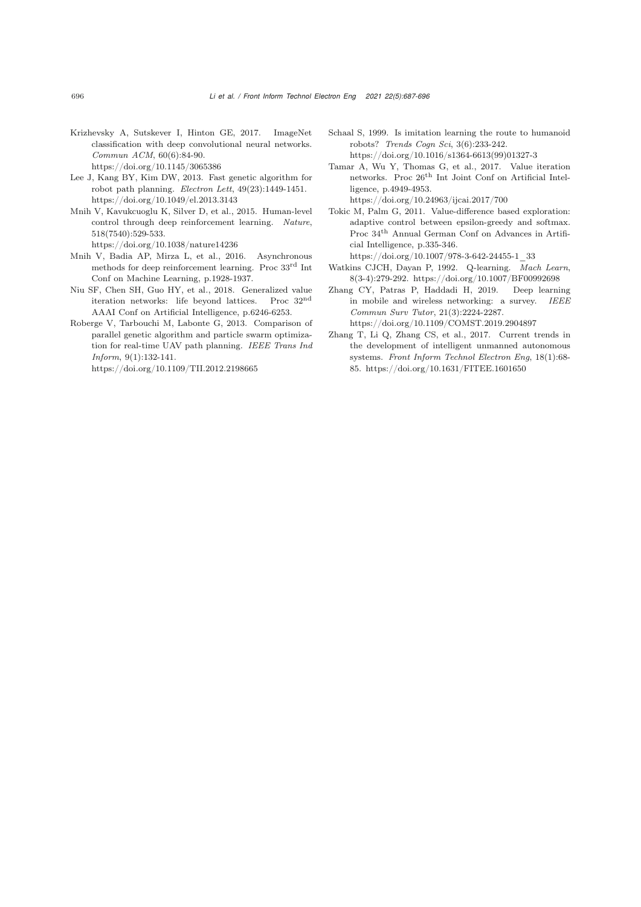Krizhevsky A, Sutskever I, Hinton GE, 2017. ImageNet classification with deep convolutional neural networks. *Commun ACM*, 60(6):84-90. https://doi.org/10.1145/3065386

Lee J, Kang BY, Kim DW, 2013. Fast genetic algorithm for robot path planning. *Electron Lett*, 49(23):1449-1451. https://doi.org/10.1049/el.2013.3143

Mnih V, Kavukcuoglu K, Silver D, et al., 2015. Human-level control through deep reinforcement learning. *Nature*, 518(7540):529-533. https://doi.org/10.1038/nature14236

Mnih V, Badia AP, Mirza L, et al., 2016. Asynchronous methods for deep reinforcement learning. Proc 33rd Int Conf on Machine Learning, p.1928-1937.

Niu SF, Chen SH, Guo HY, et al., 2018. Generalized value iteration networks: life beyond lattices. Proc 32nd AAAI Conf on Artificial Intelligence, p.6246-6253.

Roberge V, Tarbouchi M, Labonte G, 2013. Comparison of parallel genetic algorithm and particle swarm optimization for real-time UAV path planning. *IEEE Trans Ind Inform*, 9(1):132-141. https://doi.org/10.1109/TII.2012.2198665

Schaal S, 1999. Is imitation learning the route to humanoid robots? *Trends Cogn Sci*, 3(6):233-242. https://doi.org/10.1016/s1364-6613(99)01327-3

Tamar A, Wu Y, Thomas G, et al., 2017. Value iteration networks. Proc 26th Int Joint Conf on Artificial Intelligence, p.4949-4953. https://doi.org/10.24963/ijcai.2017/700

Tokic M, Palm G, 2011. Value-difference based exploration: adaptive control between epsilon-greedy and softmax. Proc 34th Annual German Conf on Advances in Artificial Intelligence, p.335-346. https://doi.org/10.1007/978-3-642-24455-1_33

Watkins CJCH, Dayan P, 1992. Q-learning. *Mach Learn*, 8(3-4):279-292. https://doi.org/10.1007/BF00992698

Zhang CY, Patras P, Haddadi H, 2019. Deep learning in mobile and wireless networking: a survey. *IEEE Commun Surv Tutor*, 21(3):2224-2287. https://doi.org/10.1109/COMST.2019.2904897

Zhang T, Li Q, Zhang CS, et al., 2017. Current trends in the development of intelligent unmanned autonomous systems. *Front Inform Technol Electron Eng*, 18(1):68-85. https://doi.org/10.1631/FITEE.1601650